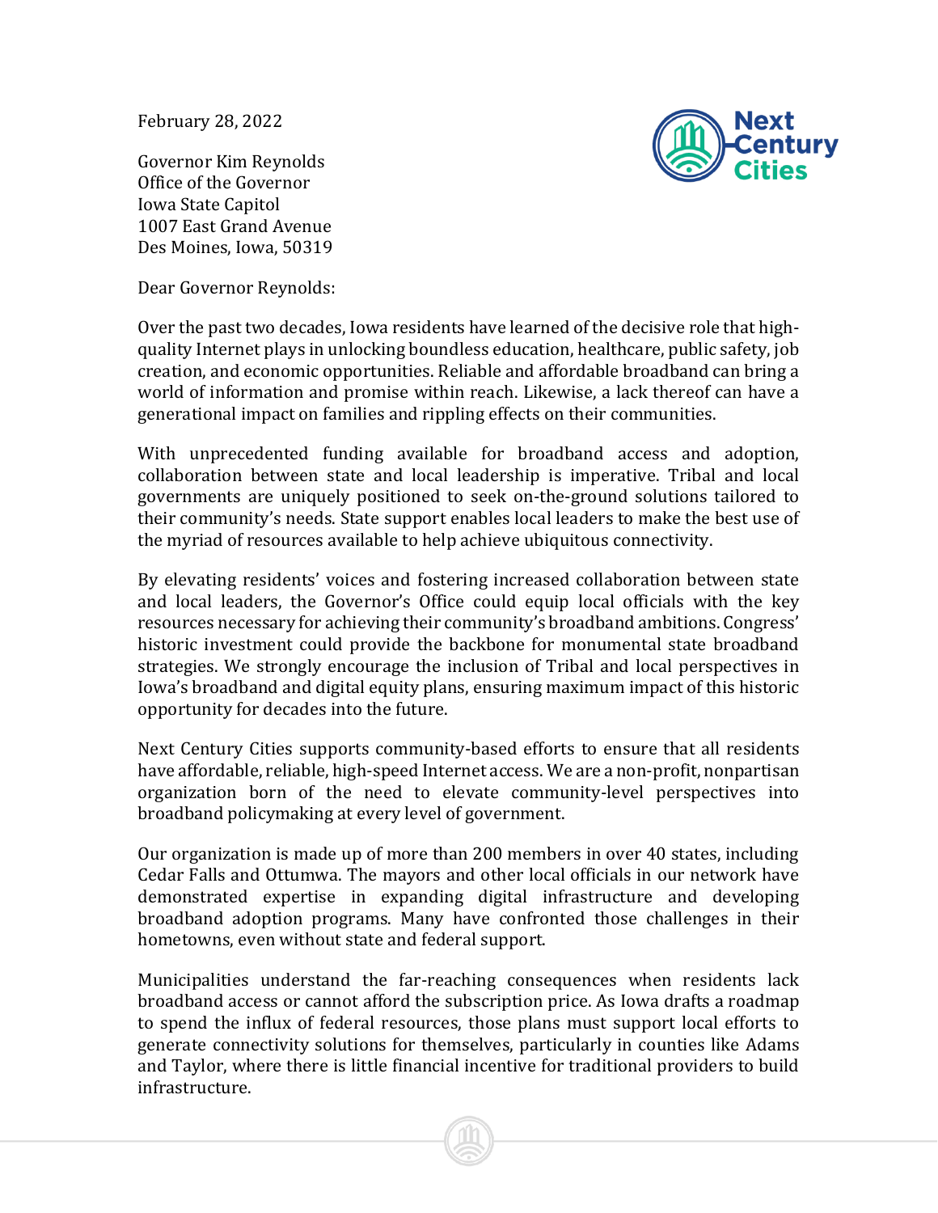February 28, 2022

Governor Kim Reynolds
Office of the Governor
Iowa State Capitol
1007 East Grand Avenue
Des Moines, Iowa, 50319

Dear Governor Reynolds:

Over the past two decades, Iowa residents have learned of the decisive role that high-quality Internet plays in unlocking boundless education, healthcare, public safety, job creation, and economic opportunities. Reliable and affordable broadband can bring a world of information and promise within reach. Likewise, a lack thereof can have a generational impact on families and rippling effects on their communities.

With unprecedented funding available for broadband access and adoption, collaboration between state and local leadership is imperative. Tribal and local governments are uniquely positioned to seek on-the-ground solutions tailored to their community's needs. State support enables local leaders to make the best use of the myriad of resources available to help achieve ubiquitous connectivity.

By elevating residents' voices and fostering increased collaboration between state and local leaders, the Governor's Office could equip local officials with the key resources necessary for achieving their community's broadband ambitions. Congress' historic investment could provide the backbone for monumental state broadband strategies. We strongly encourage the inclusion of Tribal and local perspectives in Iowa's broadband and digital equity plans, ensuring maximum impact of this historic opportunity for decades into the future.

Next Century Cities supports community-based efforts to ensure that all residents have affordable, reliable, high-speed Internet access. We are a non-profit, nonpartisan organization born of the need to elevate community-level perspectives into broadband policymaking at every level of government.

Our organization is made up of more than 200 members in over 40 states, including Cedar Falls and Ottumwa. The mayors and other local officials in our network have demonstrated expertise in expanding digital infrastructure and developing broadband adoption programs. Many have confronted those challenges in their hometowns, even without state and federal support.

Municipalities understand the far-reaching consequences when residents lack broadband access or cannot afford the subscription price. As Iowa drafts a roadmap to spend the influx of federal resources, those plans must support local efforts to generate connectivity solutions for themselves, particularly in counties like Adams and Taylor, where there is little financial incentive for traditional providers to build infrastructure.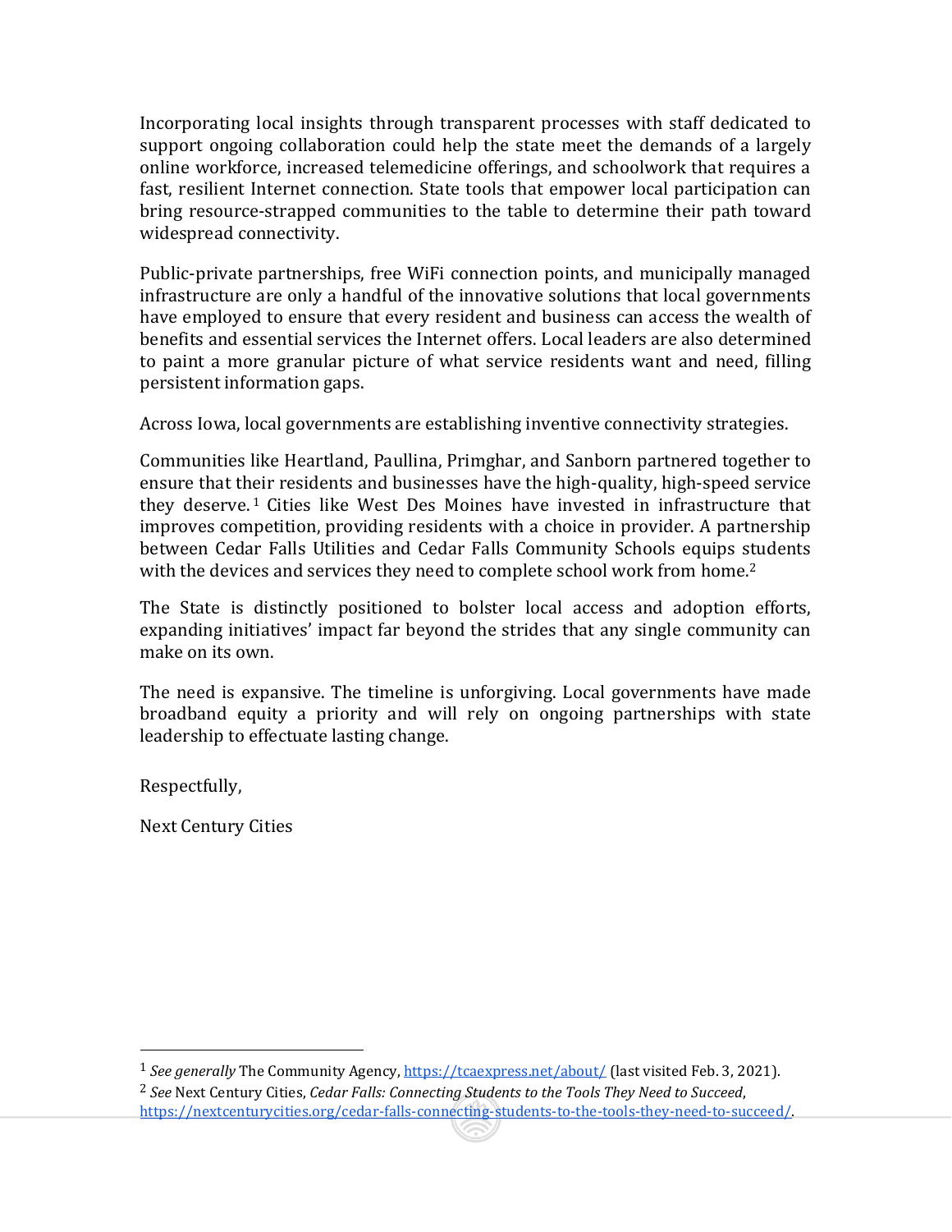Incorporating local insights through transparent processes with staff dedicated to support ongoing collaboration could help the state meet the demands of a largely online workforce, increased telemedicine offerings, and schoolwork that requires a fast, resilient Internet connection. State tools that empower local participation can bring resource-strapped communities to the table to determine their path toward widespread connectivity.

Public-private partnerships, free WiFi connection points, and municipally managed infrastructure are only a handful of the innovative solutions that local governments have employed to ensure that every resident and business can access the wealth of benefits and essential services the Internet offers. Local leaders are also determined to paint a more granular picture of what service residents want and need, filling persistent information gaps.

Across Iowa, local governments are establishing inventive connectivity strategies.

Communities like Heartland, Paullina, Primghar, and Sanborn partnered together to ensure that their residents and businesses have the high-quality, high-speed service they deserve.[1] Cities like West Des Moines have invested in infrastructure that improves competition, providing residents with a choice in provider. A partnership between Cedar Falls Utilities and Cedar Falls Community Schools equips students with the devices and services they need to complete school work from home.[2]

The State is distinctly positioned to bolster local access and adoption efforts, expanding initiatives' impact far beyond the strides that any single community can make on its own.

The need is expansive. The timeline is unforgiving. Local governments have made broadband equity a priority and will rely on ongoing partnerships with state leadership to effectuate lasting change.

Respectfully,

Next Century Cities

---

[1] *See generally* The Community Agency, https://tcaexpress.net/about/ (last visited Feb. 3, 2021).

[2] *See* Next Century Cities, *Cedar Falls: Connecting Students to the Tools They Need to Succeed*, https://nextcenturycities.org/cedar-falls-connecting-students-to-the-tools-they-need-to-succeed/.